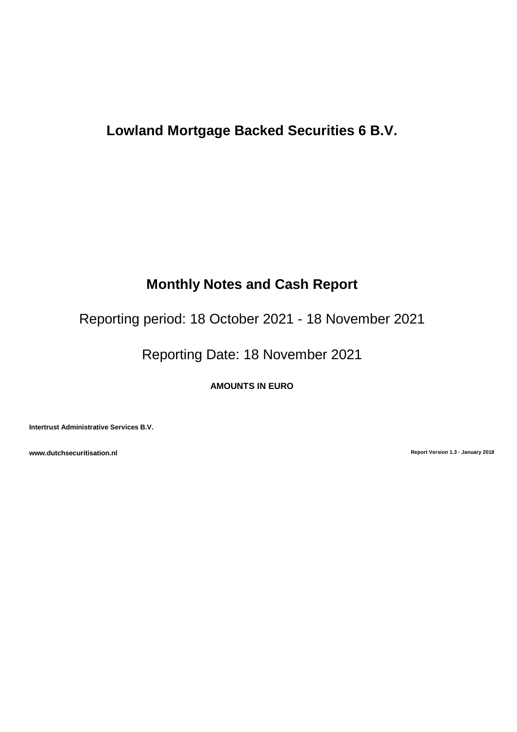# Lowland Mortgage Backed Securities 6 B.V.

## Monthly Notes and Cash Report

Reporting period: 18 October 2021 - 18 November 2021

Reporting Date: 18 November 2021

**AMOUNTS IN EURO**

**Intertrust Administrative Services B.V.**

**www.dutchsecuritisation.nl**

**Report Version 1.3 - January 2018**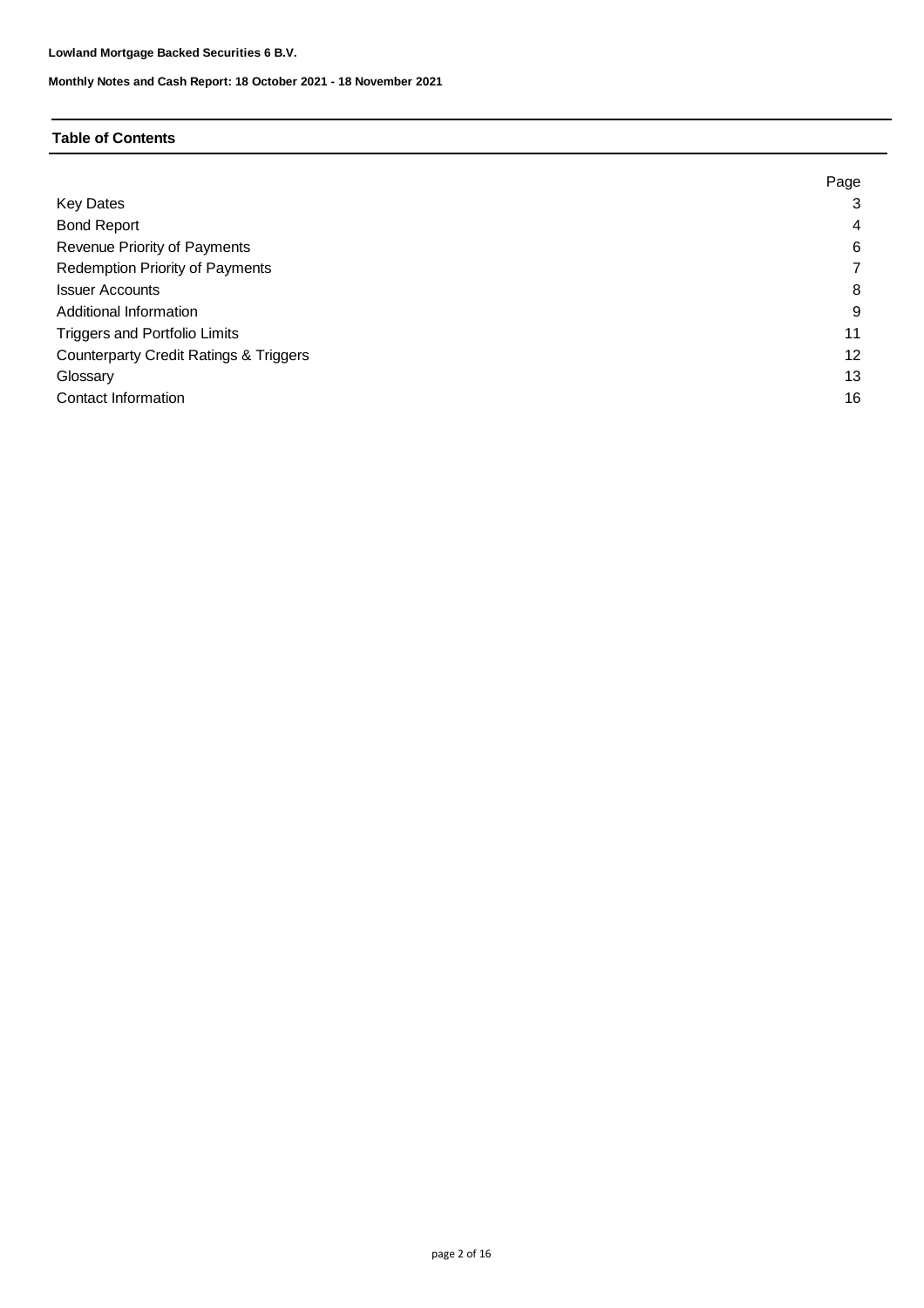**Lowland Mortgage Backed Securities 6 B.V.**

**Monthly Notes and Cash Report: 18 October 2021 - 18 November 2021**

## Table of Contents

| | Page |
|---|---|
| Key Dates | 3 |
| Bond Report | 4 |
| Revenue Priority of Payments | 6 |
| Redemption Priority of Payments | 7 |
| Issuer Accounts | 8 |
| Additional Information | 9 |
| Triggers and Portfolio Limits | 11 |
| Counterparty Credit Ratings & Triggers | 12 |
| Glossary | 13 |
| Contact Information | 16 |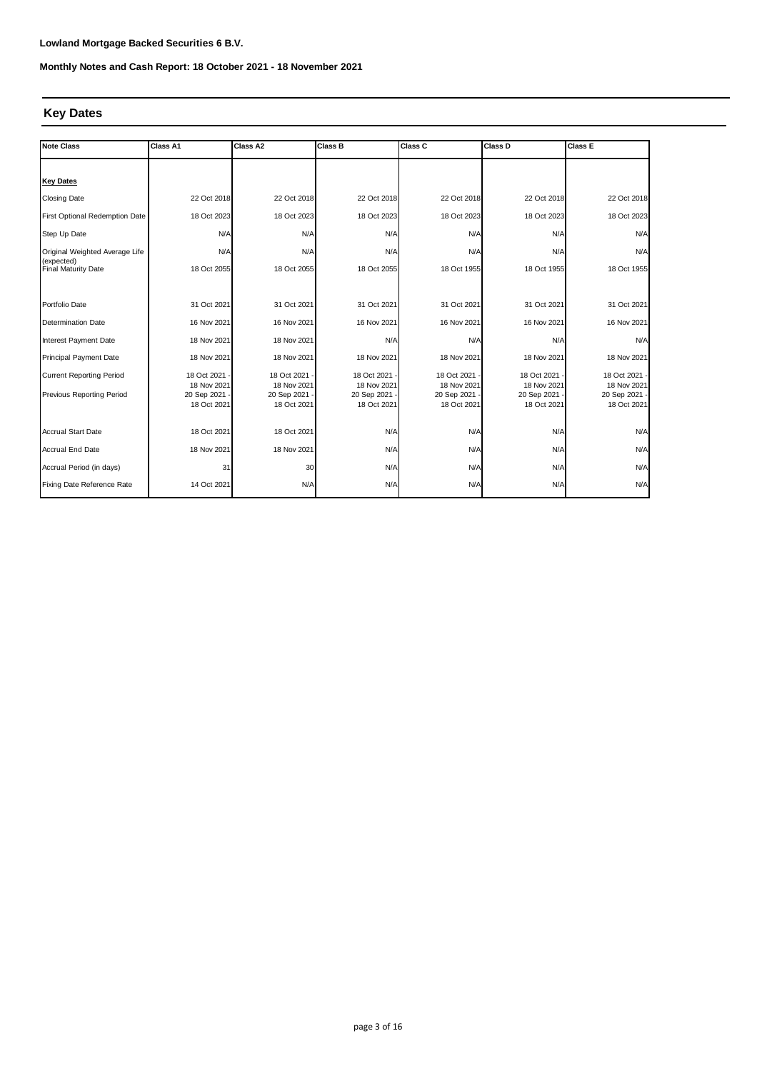**Lowland Mortgage Backed Securities 6 B.V.**

**Monthly Notes and Cash Report: 18 October 2021 - 18 November 2021**

## Key Dates

| Note Class | Class A1 | Class A2 | Class B | Class C | Class D | Class E |
|---|---|---|---|---|---|---|
| **Key Dates** | | | | | | |
| Closing Date | 22 Oct 2018 | 22 Oct 2018 | 22 Oct 2018 | 22 Oct 2018 | 22 Oct 2018 | 22 Oct 2018 |
| First Optional Redemption Date | 18 Oct 2023 | 18 Oct 2023 | 18 Oct 2023 | 18 Oct 2023 | 18 Oct 2023 | 18 Oct 2023 |
| Step Up Date | N/A | N/A | N/A | N/A | N/A | N/A |
| Original Weighted Average Life (expected) | N/A | N/A | N/A | N/A | N/A | N/A |
| Final Maturity Date | 18 Oct 2055 | 18 Oct 2055 | 18 Oct 2055 | 18 Oct 1955 | 18 Oct 1955 | 18 Oct 1955 |
| Portfolio Date | 31 Oct 2021 | 31 Oct 2021 | 31 Oct 2021 | 31 Oct 2021 | 31 Oct 2021 | 31 Oct 2021 |
| Determination Date | 16 Nov 2021 | 16 Nov 2021 | 16 Nov 2021 | 16 Nov 2021 | 16 Nov 2021 | 16 Nov 2021 |
| Interest Payment Date | 18 Nov 2021 | 18 Nov 2021 | N/A | N/A | N/A | N/A |
| Principal Payment Date | 18 Nov 2021 | 18 Nov 2021 | 18 Nov 2021 | 18 Nov 2021 | 18 Nov 2021 | 18 Nov 2021 |
| Current Reporting Period | 18 Oct 2021 - 18 Nov 2021 | 18 Oct 2021 - 18 Nov 2021 | 18 Oct 2021 - 18 Nov 2021 | 18 Oct 2021 - 18 Nov 2021 | 18 Oct 2021 - 18 Nov 2021 | 18 Oct 2021 - 18 Nov 2021 |
| Previous Reporting Period | 20 Sep 2021 - 18 Oct 2021 | 20 Sep 2021 - 18 Oct 2021 | 20 Sep 2021 - 18 Oct 2021 | 20 Sep 2021 - 18 Oct 2021 | 20 Sep 2021 - 18 Oct 2021 | 20 Sep 2021 - 18 Oct 2021 |
| Accrual Start Date | 18 Oct 2021 | 18 Oct 2021 | N/A | N/A | N/A | N/A |
| Accrual End Date | 18 Nov 2021 | 18 Nov 2021 | N/A | N/A | N/A | N/A |
| Accrual Period (in days) | 31 | 30 | N/A | N/A | N/A | N/A |
| Fixing Date Reference Rate | 14 Oct 2021 | N/A | N/A | N/A | N/A | N/A |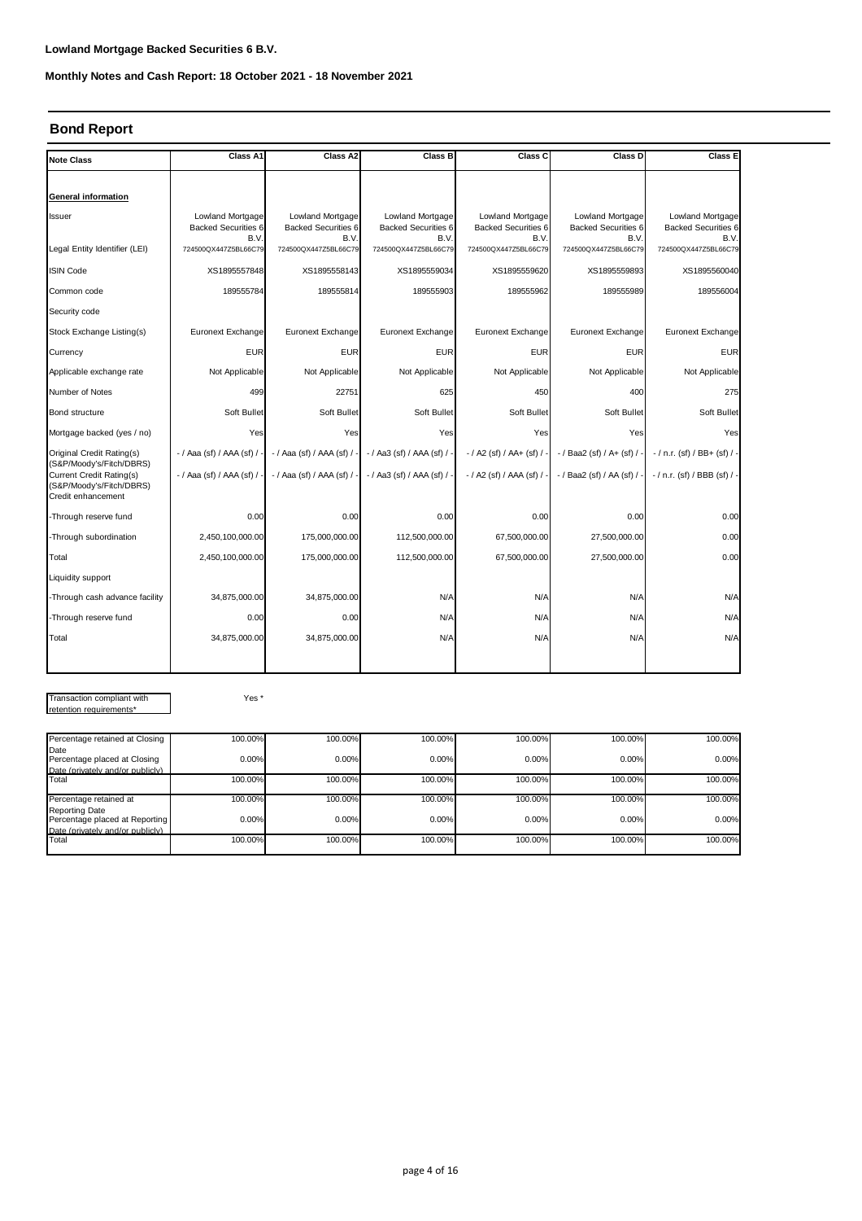**Lowland Mortgage Backed Securities 6 B.V.**

**Monthly Notes and Cash Report: 18 October 2021 - 18 November 2021**

## Bond Report

| Note Class | Class A1 | Class A2 | Class B | Class C | Class D | Class E |
|---|---|---|---|---|---|---|
| **General information** | | | | | | |
| Issuer | Lowland Mortgage Backed Securities 6 B.V. | Lowland Mortgage Backed Securities 6 B.V. | Lowland Mortgage Backed Securities 6 B.V. | Lowland Mortgage Backed Securities 6 B.V. | Lowland Mortgage Backed Securities 6 B.V. | Lowland Mortgage Backed Securities 6 B.V. |
| Legal Entity Identifier (LEI) | 724500QX447Z5BL66C79 | 724500QX447Z5BL66C79 | 724500QX447Z5BL66C79 | 724500QX447Z5BL66C79 | 724500QX447Z5BL66C79 | 724500QX447Z5BL66C79 |
| ISIN Code | XS1895557848 | XS1895558143 | XS1895559034 | XS1895559620 | XS1895559893 | XS1895560040 |
| Common code | 189555784 | 189555814 | 189555903 | 189555962 | 189555989 | 189556004 |
| Security code | | | | | | |
| Stock Exchange Listing(s) | Euronext Exchange | Euronext Exchange | Euronext Exchange | Euronext Exchange | Euronext Exchange | Euronext Exchange |
| Currency | EUR | EUR | EUR | EUR | EUR | EUR |
| Applicable exchange rate | Not Applicable | Not Applicable | Not Applicable | Not Applicable | Not Applicable | Not Applicable |
| Number of Notes | 499 | 22751 | 625 | 450 | 400 | 275 |
| Bond structure | Soft Bullet | Soft Bullet | Soft Bullet | Soft Bullet | Soft Bullet | Soft Bullet |
| Mortgage backed (yes / no) | Yes | Yes | Yes | Yes | Yes | Yes |
| Original Credit Rating(s) (S&P/Moody's/Fitch/DBRS) | - / Aaa (sf) / AAA (sf) / - | - / Aaa (sf) / AAA (sf) / - | - / Aa3 (sf) / AAA (sf) / - | - / A2 (sf) / AA+ (sf) / - | - / Baa2 (sf) / A+ (sf) / - | - / n.r. (sf) / BB+ (sf) / - |
| Current Credit Rating(s) (S&P/Moody's/Fitch/DBRS) | - / Aaa (sf) / AAA (sf) / - | - / Aaa (sf) / AAA (sf) / - | - / Aa3 (sf) / AAA (sf) / - | - / A2 (sf) / AAA (sf) / - | - / Baa2 (sf) / AA (sf) / - | - / n.r. (sf) / BBB (sf) / - |
| Credit enhancement | | | | | | |
| -Through reserve fund | 0.00 | 0.00 | 0.00 | 0.00 | 0.00 | 0.00 |
| -Through subordination | 2,450,100,000.00 | 175,000,000.00 | 112,500,000.00 | 67,500,000.00 | 27,500,000.00 | 0.00 |
| Total | 2,450,100,000.00 | 175,000,000.00 | 112,500,000.00 | 67,500,000.00 | 27,500,000.00 | 0.00 |
| Liquidity support | | | | | | |
| -Through cash advance facility | 34,875,000.00 | 34,875,000.00 | N/A | N/A | N/A | N/A |
| -Through reserve fund | 0.00 | 0.00 | N/A | N/A | N/A | N/A |
| Total | 34,875,000.00 | 34,875,000.00 | N/A | N/A | N/A | N/A |

Transaction compliant with retention requirements*: Yes *

| | Class A1 | Class A2 | Class B | Class C | Class D | Class E |
|---|---|---|---|---|---|---|
| Percentage retained at Closing Date | 100.00% | 100.00% | 100.00% | 100.00% | 100.00% | 100.00% |
| Percentage placed at Closing Date (privately and/or publicly) | 0.00% | 0.00% | 0.00% | 0.00% | 0.00% | 0.00% |
| Total | 100.00% | 100.00% | 100.00% | 100.00% | 100.00% | 100.00% |
| Percentage retained at Reporting Date | 100.00% | 100.00% | 100.00% | 100.00% | 100.00% | 100.00% |
| Percentage placed at Reporting Date (privately and/or publicly) | 0.00% | 0.00% | 0.00% | 0.00% | 0.00% | 0.00% |
| Total | 100.00% | 100.00% | 100.00% | 100.00% | 100.00% | 100.00% |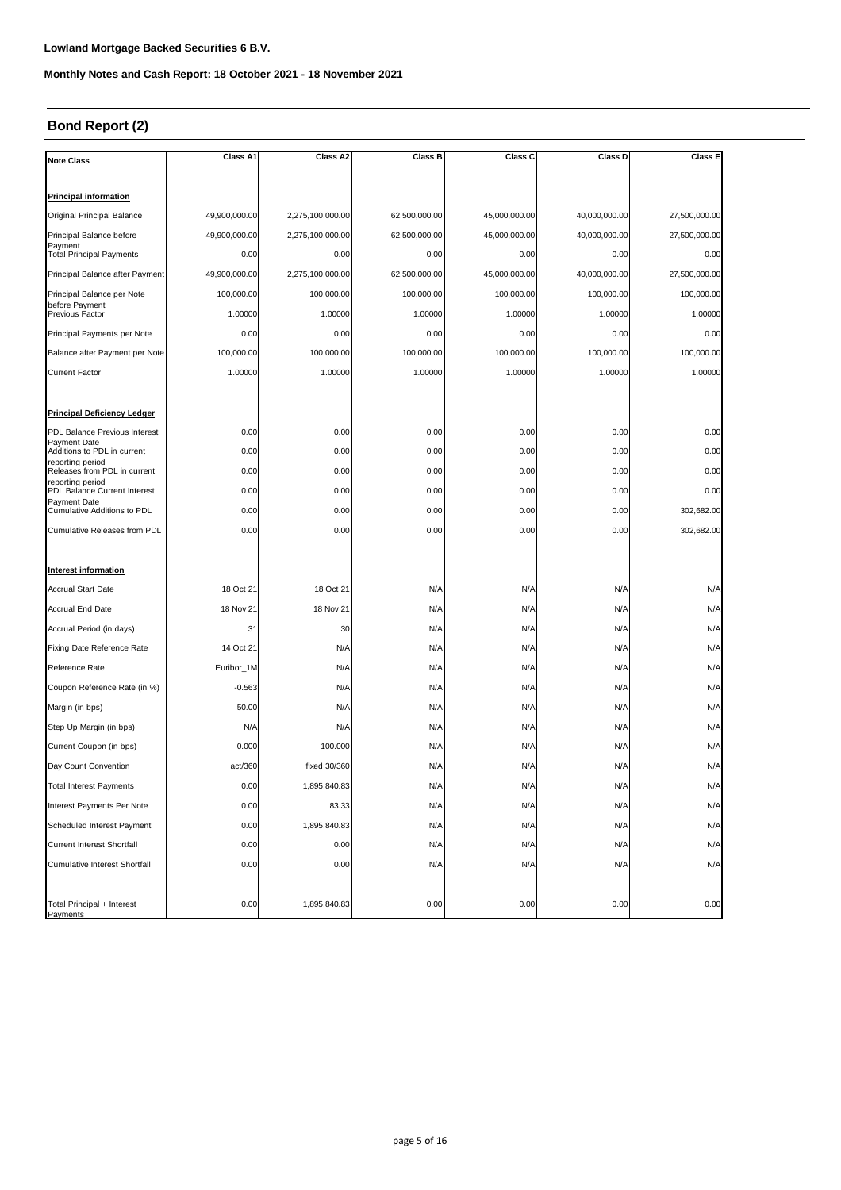**Lowland Mortgage Backed Securities 6 B.V.**

**Monthly Notes and Cash Report: 18 October 2021 - 18 November 2021**

## Bond Report (2)

| Note Class | Class A1 | Class A2 | Class B | Class C | Class D | Class E |
|---|---|---|---|---|---|---|
| **Principal information** | | | | | | |
| Original Principal Balance | 49,900,000.00 | 2,275,100,000.00 | 62,500,000.00 | 45,000,000.00 | 40,000,000.00 | 27,500,000.00 |
| Principal Balance before Payment | 49,900,000.00 | 2,275,100,000.00 | 62,500,000.00 | 45,000,000.00 | 40,000,000.00 | 27,500,000.00 |
| Total Principal Payments | 0.00 | 0.00 | 0.00 | 0.00 | 0.00 | 0.00 |
| Principal Balance after Payment | 49,900,000.00 | 2,275,100,000.00 | 62,500,000.00 | 45,000,000.00 | 40,000,000.00 | 27,500,000.00 |
| Principal Balance per Note before Payment | 100,000.00 | 100,000.00 | 100,000.00 | 100,000.00 | 100,000.00 | 100,000.00 |
| Previous Factor | 1.00000 | 1.00000 | 1.00000 | 1.00000 | 1.00000 | 1.00000 |
| Principal Payments per Note | 0.00 | 0.00 | 0.00 | 0.00 | 0.00 | 0.00 |
| Balance after Payment per Note | 100,000.00 | 100,000.00 | 100,000.00 | 100,000.00 | 100,000.00 | 100,000.00 |
| Current Factor | 1.00000 | 1.00000 | 1.00000 | 1.00000 | 1.00000 | 1.00000 |
| **Principal Deficiency Ledger** | | | | | | |
| PDL Balance Previous Interest Payment Date | 0.00 | 0.00 | 0.00 | 0.00 | 0.00 | 0.00 |
| Additions to PDL in current reporting period | 0.00 | 0.00 | 0.00 | 0.00 | 0.00 | 0.00 |
| Releases from PDL in current reporting period | 0.00 | 0.00 | 0.00 | 0.00 | 0.00 | 0.00 |
| PDL Balance Current Interest Payment Date | 0.00 | 0.00 | 0.00 | 0.00 | 0.00 | 0.00 |
| Cumulative Additions to PDL | 0.00 | 0.00 | 0.00 | 0.00 | 0.00 | 302,682.00 |
| Cumulative Releases from PDL | 0.00 | 0.00 | 0.00 | 0.00 | 0.00 | 302,682.00 |
| **Interest information** | | | | | | |
| Accrual Start Date | 18 Oct 21 | 18 Oct 21 | N/A | N/A | N/A | N/A |
| Accrual End Date | 18 Nov 21 | 18 Nov 21 | N/A | N/A | N/A | N/A |
| Accrual Period (in days) | 31 | 30 | N/A | N/A | N/A | N/A |
| Fixing Date Reference Rate | 14 Oct 21 | N/A | N/A | N/A | N/A | N/A |
| Reference Rate | Euribor_1M | N/A | N/A | N/A | N/A | N/A |
| Coupon Reference Rate (in %) | -0.563 | N/A | N/A | N/A | N/A | N/A |
| Margin (in bps) | 50.00 | N/A | N/A | N/A | N/A | N/A |
| Step Up Margin (in bps) | N/A | N/A | N/A | N/A | N/A | N/A |
| Current Coupon (in bps) | 0.000 | 100.000 | N/A | N/A | N/A | N/A |
| Day Count Convention | act/360 | fixed 30/360 | N/A | N/A | N/A | N/A |
| Total Interest Payments | 0.00 | 1,895,840.83 | N/A | N/A | N/A | N/A |
| Interest Payments Per Note | 0.00 | 83.33 | N/A | N/A | N/A | N/A |
| Scheduled Interest Payment | 0.00 | 1,895,840.83 | N/A | N/A | N/A | N/A |
| Current Interest Shortfall | 0.00 | 0.00 | N/A | N/A | N/A | N/A |
| Cumulative Interest Shortfall | 0.00 | 0.00 | N/A | N/A | N/A | N/A |
| Total Principal + Interest Payments | 0.00 | 1,895,840.83 | 0.00 | 0.00 | 0.00 | 0.00 |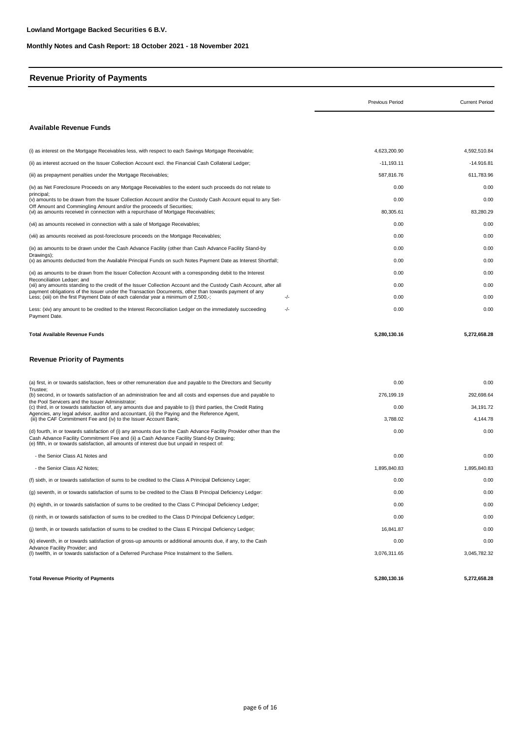**Lowland Mortgage Backed Securities 6 B.V.**

**Monthly Notes and Cash Report: 18 October 2021 - 18 November 2021**

## Revenue Priority of Payments

| | | Previous Period | Current Period |
|---|---|---|---|
| **Available Revenue Funds** | | | |
| (i) as interest on the Mortgage Receivables less, with respect to each Savings Mortgage Receivable; | | 4,623,200.90 | 4,592,510.84 |
| (ii) as interest accrued on the Issuer Collection Account excl. the Financial Cash Collateral Ledger; | | -11,193.11 | -14.916.81 |
| (iii) as prepayment penalties under the Mortgage Receivables; | | 587,816.76 | 611,783.96 |
| (iv) as Net Foreclosure Proceeds on any Mortgage Receivables to the extent such proceeds do not relate to principal; | | 0.00 | 0.00 |
| (v) amounts to be drawn from the Issuer Collection Account and/or the Custody Cash Account equal to any Set-Off Amount and Commingling Amount and/or the proceeds of Securities; | | 0.00 | 0.00 |
| (vi) as amounts received in connection with a repurchase of Mortgage Receivables; | | 80,305.61 | 83,280.29 |
| (vii) as amounts received in connection with a sale of Mortgage Receivables; | | 0.00 | 0.00 |
| (viii) as amounts received as post-foreclosure proceeds on the Mortgage Receivables; | | 0.00 | 0.00 |
| (ix) as amounts to be drawn under the Cash Advance Facility (other than Cash Advance Facility Stand-by Drawings); | | 0.00 | 0.00 |
| (x) as amounts deducted from the Available Principal Funds on such Notes Payment Date as Interest Shortfall; | | 0.00 | 0.00 |
| (xi) as amounts to be drawn from the Issuer Collection Account with a corresponding debit to the Interest Reconciliation Ledger; and | | 0.00 | 0.00 |
| (xii) any amounts standing to the credit of the Issuer Collection Account and the Custody Cash Account, after all payment obligations of the Issuer under the Transaction Documents, other than towards payment of any | | 0.00 | 0.00 |
| Less; (xiii) on the first Payment Date of each calendar year a minimum of 2,500,-; | -/- | 0.00 | 0.00 |
| Less: (xiv) any amount to be credited to the Interest Reconciliation Ledger on the immediately succeeding Payment Date. | -/- | 0.00 | 0.00 |
| **Total Available Revenue Funds** | | **5,280,130.16** | **5,272,658.28** |

## Revenue Priority of Payments

| | Previous Period | Current Period |
|---|---|---|
| (a) first, in or towards satisfaction, fees or other remuneration due and payable to the Directors and Security Trustee; | 0.00 | 0.00 |
| (b) second, in or towards satisfaction of an administration fee and all costs and expenses due and payable to the Pool Servicers and the Issuer Administrator; | 276,199.19 | 292,698.64 |
| (c) third, in or towards satisfaction of, any amounts due and payable to (i) third parties, the Credit Rating Agencies, any legal advisor, auditor and accountant, (ii) the Paying and the Reference Agent, | 0.00 | 34,191.72 |
| (iii) the CAF Commitment Fee and (iv) to the Issuer Account Bank; | 3,788.02 | 4,144.78 |
| (d) fourth, in or towards satisfaction of (i) any amounts due to the Cash Advance Facility Provider other than the Cash Advance Facility Commitment Fee and (ii) a Cash Advance Facility Stand-by Drawing; | 0.00 | 0.00 |
| (e) fifth, in or towards satisfaction, all amounts of interest due but unpaid in respect of: | | |
| - the Senior Class A1 Notes and | 0.00 | 0.00 |
| - the Senior Class A2 Notes; | 1,895,840.83 | 1,895,840.83 |
| (f) sixth, in or towards satisfaction of sums to be credited to the Class A Principal Deficiency Leger; | 0.00 | 0.00 |
| (g) seventh, in or towards satisfaction of sums to be credited to the Class B Principal Deficiency Ledger: | 0.00 | 0.00 |
| (h) eighth, in or towards satisfaction of sums to be credited to the Class C Principal Deficiency Ledger; | 0.00 | 0.00 |
| (i) ninth, in or towards satisfaction of sums to be credited to the Class D Principal Deficiency Ledger; | 0.00 | 0.00 |
| (j) tenth, in or towards satisfaction of sums to be credited to the Class E Principal Deficiency Ledger; | 16,841.87 | 0.00 |
| (k) eleventh, in or towards satisfaction of gross-up amounts or additional amounts due, if any, to the Cash Advance Facility Provider; and | 0.00 | 0.00 |
| (l) twelfth, in or towards satisfaction of a Deferred Purchase Price Instalment to the Sellers. | 3,076,311.65 | 3,045,782.32 |
| **Total Revenue Priority of Payments** | **5,280,130.16** | **5,272,658.28** |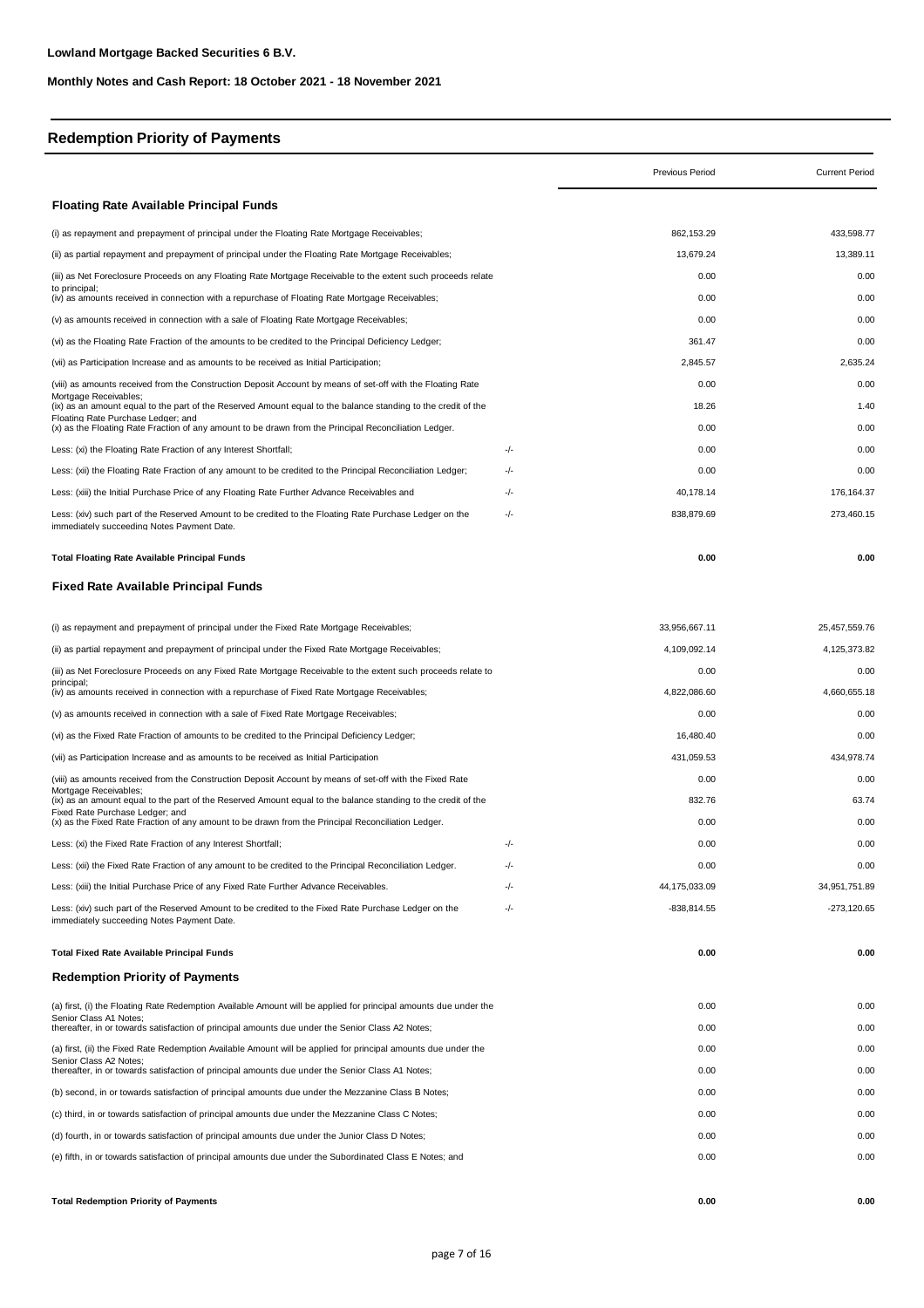**Lowland Mortgage Backed Securities 6 B.V.**

**Monthly Notes and Cash Report: 18 October 2021 - 18 November 2021**

## Redemption Priority of Payments

| | | Previous Period | Current Period |
|---|---|---|---|
| **Floating Rate Available Principal Funds** | | | |
| (i) as repayment and prepayment of principal under the Floating Rate Mortgage Receivables; | | 862,153.29 | 433,598.77 |
| (ii) as partial repayment and prepayment of principal under the Floating Rate Mortgage Receivables; | | 13,679.24 | 13,389.11 |
| (iii) as Net Foreclosure Proceeds on any Floating Rate Mortgage Receivable to the extent such proceeds relate to principal; | | 0.00 | 0.00 |
| (iv) as amounts received in connection with a repurchase of Floating Rate Mortgage Receivables; | | 0.00 | 0.00 |
| (v) as amounts received in connection with a sale of Floating Rate Mortgage Receivables; | | 0.00 | 0.00 |
| (vi) as the Floating Rate Fraction of the amounts to be credited to the Principal Deficiency Ledger; | | 361.47 | 0.00 |
| (vii) as Participation Increase and as amounts to be received as Initial Participation; | | 2,845.57 | 2,635.24 |
| (viii) as amounts received from the Construction Deposit Account by means of set-off with the Floating Rate Mortgage Receivables; | | 0.00 | 0.00 |
| (ix) as an amount equal to the part of the Reserved Amount equal to the balance standing to the credit of the Floating Rate Purchase Ledger; and | | 18.26 | 1.40 |
| (x) as the Floating Rate Fraction of any amount to be drawn from the Principal Reconciliation Ledger. | | 0.00 | 0.00 |
| Less: (xi) the Floating Rate Fraction of any Interest Shortfall; | -/- | 0.00 | 0.00 |
| Less: (xii) the Floating Rate Fraction of any amount to be credited to the Principal Reconciliation Ledger; | -/- | 0.00 | 0.00 |
| Less: (xiii) the Initial Purchase Price of any Floating Rate Further Advance Receivables and | -/- | 40,178.14 | 176,164.37 |
| Less: (xiv) such part of the Reserved Amount to be credited to the Floating Rate Purchase Ledger on the immediately succeeding Notes Payment Date. | -/- | 838,879.69 | 273,460.15 |
| **Total Floating Rate Available Principal Funds** | | **0.00** | **0.00** |
| **Fixed Rate Available Principal Funds** | | | |
| (i) as repayment and prepayment of principal under the Fixed Rate Mortgage Receivables; | | 33,956,667.11 | 25,457,559.76 |
| (ii) as partial repayment and prepayment of principal under the Fixed Rate Mortgage Receivables; | | 4,109,092.14 | 4,125,373.82 |
| (iii) as Net Foreclosure Proceeds on any Fixed Rate Mortgage Receivable to the extent such proceeds relate to principal; | | 0.00 | 0.00 |
| (iv) as amounts received in connection with a repurchase of Fixed Rate Mortgage Receivables; | | 4,822,086.60 | 4,660,655.18 |
| (v) as amounts received in connection with a sale of Fixed Rate Mortgage Receivables; | | 0.00 | 0.00 |
| (vi) as the Fixed Rate Fraction of amounts to be credited to the Principal Deficiency Ledger; | | 16,480.40 | 0.00 |
| (vii) as Participation Increase and as amounts to be received as Initial Participation | | 431,059.53 | 434,978.74 |
| (viii) as amounts received from the Construction Deposit Account by means of set-off with the Fixed Rate Mortgage Receivables; | | 0.00 | 0.00 |
| (ix) as an amount equal to the part of the Reserved Amount equal to the balance standing to the credit of the Fixed Rate Purchase Ledger; and | | 832.76 | 63.74 |
| (x) as the Fixed Rate Fraction of any amount to be drawn from the Principal Reconciliation Ledger. | | 0.00 | 0.00 |
| Less: (xi) the Fixed Rate Fraction of any Interest Shortfall; | -/- | 0.00 | 0.00 |
| Less: (xii) the Fixed Rate Fraction of any amount to be credited to the Principal Reconciliation Ledger. | -/- | 0.00 | 0.00 |
| Less: (xiii) the Initial Purchase Price of any Fixed Rate Further Advance Receivables. | -/- | 44,175,033.09 | 34,951,751.89 |
| Less: (xiv) such part of the Reserved Amount to be credited to the Fixed Rate Purchase Ledger on the immediately succeeding Notes Payment Date. | -/- | -838,814.55 | -273,120.65 |
| **Total Fixed Rate Available Principal Funds** | | **0.00** | **0.00** |
| **Redemption Priority of Payments** | | | |
| (a) first, (i) the Floating Rate Redemption Available Amount will be applied for principal amounts due under the Senior Class A1 Notes; | | 0.00 | 0.00 |
| thereafter, in or towards satisfaction of principal amounts due under the Senior Class A2 Notes; | | 0.00 | 0.00 |
| (a) first, (ii) the Fixed Rate Redemption Available Amount will be applied for principal amounts due under the Senior Class A2 Notes; | | 0.00 | 0.00 |
| thereafter, in or towards satisfaction of principal amounts due under the Senior Class A1 Notes; | | 0.00 | 0.00 |
| (b) second, in or towards satisfaction of principal amounts due under the Mezzanine Class B Notes; | | 0.00 | 0.00 |
| (c) third, in or towards satisfaction of principal amounts due under the Mezzanine Class C Notes; | | 0.00 | 0.00 |
| (d) fourth, in or towards satisfaction of principal amounts due under the Junior Class D Notes; | | 0.00 | 0.00 |
| (e) fifth, in or towards satisfaction of principal amounts due under the Subordinated Class E Notes; and | | 0.00 | 0.00 |
| **Total Redemption Priority of Payments** | | **0.00** | **0.00** |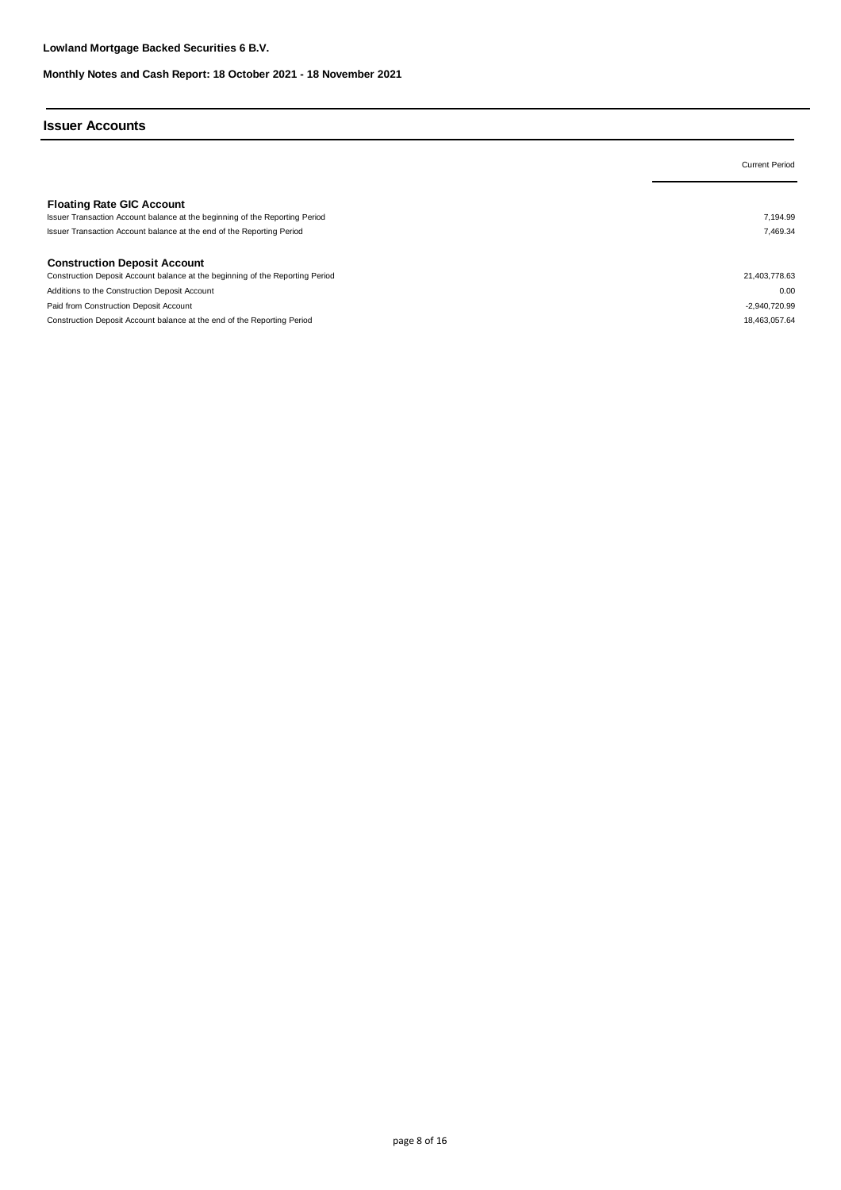**Lowland Mortgage Backed Securities 6 B.V.**

**Monthly Notes and Cash Report: 18 October 2021 - 18 November 2021**

## Issuer Accounts

| | Current Period |
|---|---|
| **Floating Rate GIC Account** | |
| Issuer Transaction Account balance at the beginning of the Reporting Period | 7,194.99 |
| Issuer Transaction Account balance at the end of the Reporting Period | 7,469.34 |
| | |
| **Construction Deposit Account** | |
| Construction Deposit Account balance at the beginning of the Reporting Period | 21,403,778.63 |
| Additions to the Construction Deposit Account | 0.00 |
| Paid from Construction Deposit Account | -2,940,720.99 |
| Construction Deposit Account balance at the end of the Reporting Period | 18,463,057.64 |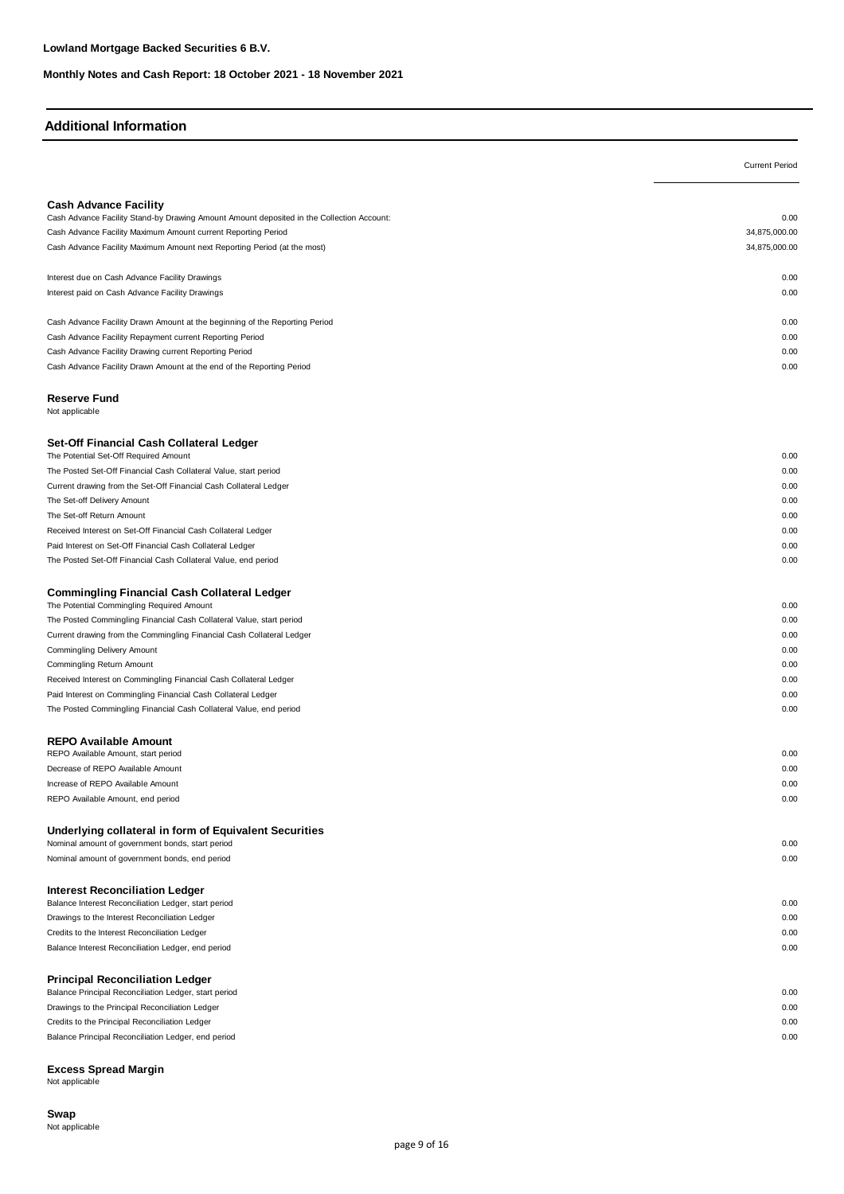**Lowland Mortgage Backed Securities 6 B.V.**

**Monthly Notes and Cash Report: 18 October 2021 - 18 November 2021**

## Additional Information

| | Current Period |
|---|---|
| **Cash Advance Facility** | |
| Cash Advance Facility Stand-by Drawing Amount Amount deposited in the Collection Account: | 0.00 |
| Cash Advance Facility Maximum Amount current Reporting Period | 34,875,000.00 |
| Cash Advance Facility Maximum Amount next Reporting Period (at the most) | 34,875,000.00 |
| | |
| Interest due on Cash Advance Facility Drawings | 0.00 |
| Interest paid on Cash Advance Facility Drawings | 0.00 |
| | |
| Cash Advance Facility Drawn Amount at the beginning of the Reporting Period | 0.00 |
| Cash Advance Facility Repayment current Reporting Period | 0.00 |
| Cash Advance Facility Drawing current Reporting Period | 0.00 |
| Cash Advance Facility Drawn Amount at the end of the Reporting Period | 0.00 |

**Reserve Fund**

Not applicable

| **Set-Off Financial Cash Collateral Ledger** | |
|---|---|
| The Potential Set-Off Required Amount | 0.00 |
| The Posted Set-Off Financial Cash Collateral Value, start period | 0.00 |
| Current drawing from the Set-Off Financial Cash Collateral Ledger | 0.00 |
| The Set-off Delivery Amount | 0.00 |
| The Set-off Return Amount | 0.00 |
| Received Interest on Set-Off Financial Cash Collateral Ledger | 0.00 |
| Paid Interest on Set-Off Financial Cash Collateral Ledger | 0.00 |
| The Posted Set-Off Financial Cash Collateral Value, end period | 0.00 |

| **Commingling Financial Cash Collateral Ledger** | |
|---|---|
| The Potential Commingling Required Amount | 0.00 |
| The Posted Commingling Financial Cash Collateral Value, start period | 0.00 |
| Current drawing from the Commingling Financial Cash Collateral Ledger | 0.00 |
| Commingling Delivery Amount | 0.00 |
| Commingling Return Amount | 0.00 |
| Received Interest on Commingling Financial Cash Collateral Ledger | 0.00 |
| Paid Interest on Commingling Financial Cash Collateral Ledger | 0.00 |
| The Posted Commingling Financial Cash Collateral Value, end period | 0.00 |

| **REPO Available Amount** | |
|---|---|
| REPO Available Amount, start period | 0.00 |
| Decrease of REPO Available Amount | 0.00 |
| Increase of REPO Available Amount | 0.00 |
| REPO Available Amount, end period | 0.00 |

| **Underlying collateral in form of Equivalent Securities** | |
|---|---|
| Nominal amount of government bonds, start period | 0.00 |
| Nominal amount of government bonds, end period | 0.00 |

| **Interest Reconciliation Ledger** | |
|---|---|
| Balance Interest Reconciliation Ledger, start period | 0.00 |
| Drawings to the Interest Reconciliation Ledger | 0.00 |
| Credits to the Interest Reconciliation Ledger | 0.00 |
| Balance Interest Reconciliation Ledger, end period | 0.00 |

| **Principal Reconciliation Ledger** | |
|---|---|
| Balance Principal Reconciliation Ledger, start period | 0.00 |
| Drawings to the Principal Reconciliation Ledger | 0.00 |
| Credits to the Principal Reconciliation Ledger | 0.00 |
| Balance Principal Reconciliation Ledger, end period | 0.00 |

**Excess Spread Margin**

Not applicable

**Swap**

Not applicable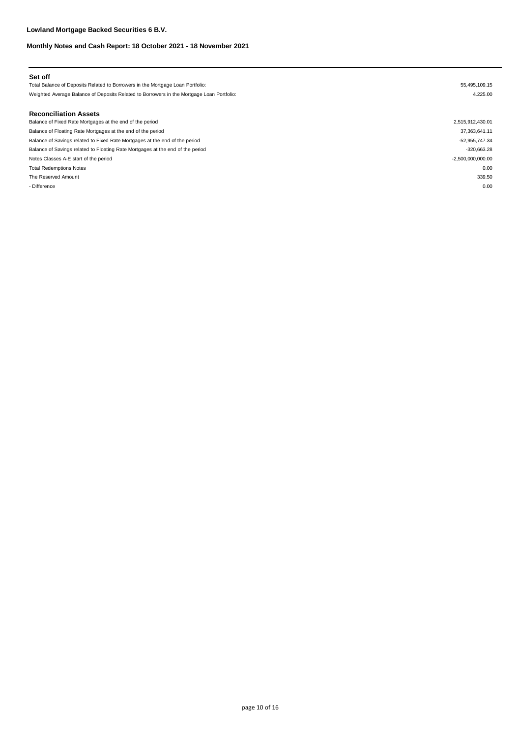**Lowland Mortgage Backed Securities 6 B.V.**

**Monthly Notes and Cash Report: 18 October 2021 - 18 November 2021**

### Set off

| | |
|---|---|
| Total Balance of Deposits Related to Borrowers in the Mortgage Loan Portfolio: | 55,495,109.15 |
| Weighted Average Balance of Deposits Related to Borrowers in the Mortgage Loan Portfolio: | 4.225.00 |

### Reconciliation Assets

| | |
|---|---|
| Balance of Fixed Rate Mortgages at the end of the period | 2,515,912,430.01 |
| Balance of Floating Rate Mortgages at the end of the period | 37,363,641.11 |
| Balance of Savings related to Fixed Rate Mortgages at the end of the period | -52,955,747.34 |
| Balance of Savings related to Floating Rate Mortgages at the end of the period | -320,663.28 |
| Notes Classes A-E start of the period | -2,500,000,000.00 |
| Total Redemptions Notes | 0.00 |
| The Reserved Amount | 339.50 |
| - Difference | 0.00 |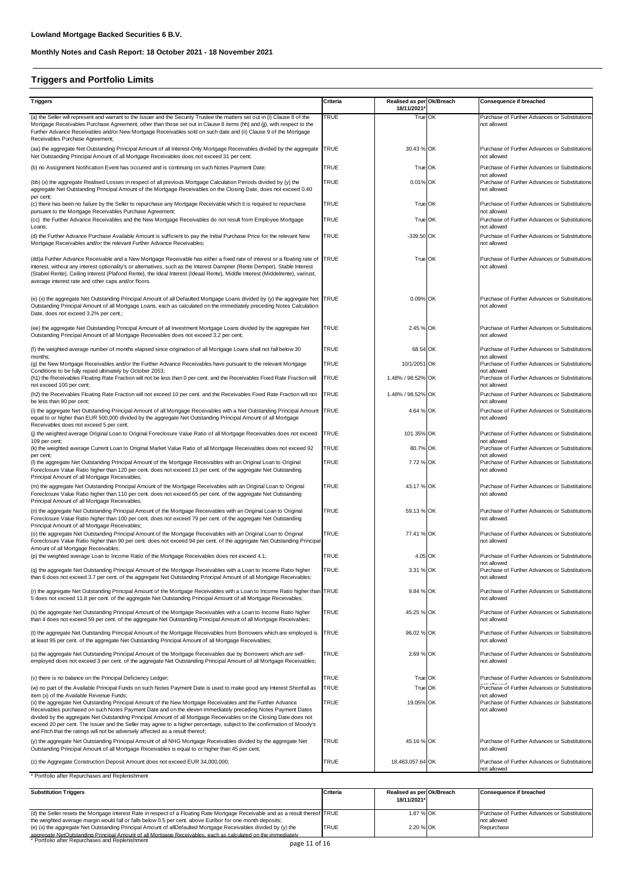**Lowland Mortgage Backed Securities 6 B.V.**

**Monthly Notes and Cash Report: 18 October 2021 - 18 November 2021**

## Triggers and Portfolio Limits

| Triggers | Criteria | Realised as per 18/11/2021* | Ok/Breach | Consequence if breached |
|---|---|---|---|---|
| (a) the Seller will represent and warrant to the Issuer and the Security Trustee the matters set out in (i) Clause 8 of the Mortgage Receivables Purchase Agreement, other than those set out in Clause 8 items (hh) and (jj), with respect to the Further Advance Receivables and/or New Mortgage Receivables sold on such date and (ii) Clause 9 of the Mortgage Receivables Purchase Agreement; | TRUE | True | OK | Purchase of Further Advances or Substitutions not allowed |
| (aa) the aggregate Net Outstanding Principal Amount of all Interest-Only Mortgage Receivables divided by the aggregate Net Outstanding Principal Amount of all Mortgage Receivables does not exceed 31 per cent; | TRUE | 30.43 % | OK | Purchase of Further Advances or Substitutions not allowed |
| (b) no Assignment Notification Event has occurred and is continuing on such Notes Payment Date; | TRUE | True | OK | Purchase of Further Advances or Substitutions not allowed |
| (bb) (x) the aggregate Realised Losses in respect of all previous Mortgage Calculation Periods divided by (y) the aggregate Net Outstanding Principal Amount of the Mortgage Receivables on the Closing Date, does not exceed 0.40 per cent; | TRUE | 0.01% | OK | Purchase of Further Advances or Substitutions not allowed |
| (c) there has been no failure by the Seller to repurchase any Mortgage Receivable which it is required to repurchase pursuant to the Mortgage Receivables Purchase Agreement; | TRUE | True | OK | Purchase of Further Advances or Substitutions not allowed |
| (cc) the Further Advance Receivables and the New Mortgage Receivables do not result from Employee Mortgage Loans; | TRUE | True | OK | Purchase of Further Advances or Substitutions not allowed |
| (d) the Further Advance Purchase Available Amount is sufficient to pay the Initial Purchase Price for the relevant New Mortgage Receivables and/or the relevant Further Advance Receivables; | TRUE | -339.50 | OK | Purchase of Further Advances or Substitutions not allowed |
| (dd)a Further Advance Receivable and a New Mortgage Receivable has either a fixed rate of interest or a floating rate of interest, without any interest optionality's or alternatives, such as the Interest Dampner (Rente Demper), Stable Interest (Stabiel Rente), Ceiling Interest (Plafond Rente), the Ideal Interest (Ideaal Rente), Middle Interest (Middelrente), varirust, average interest rate and other caps and/or floors. | TRUE | True | OK | Purchase of Further Advances or Substitutions not allowed |
| (e) (x) the aggregate Net Outstanding Principal Amount of all Defaulted Mortgage Loans divided by (y) the aggregate Net Outstanding Principal Amount of all Mortgage Loans, each as calculated on the immediately preceding Notes Calculation Date, does not exceed 3.2% per cent.; | TRUE | 0.09% | OK | Purchase of Further Advances or Substitutions not allowed |
| (ee) the aggregate Net Outstanding Principal Amount of all Investment Mortgage Loans divided by the aggregate Net Outstanding Principal Amount of all Mortgage Receivables does not exceed 3.2 per cent; | TRUE | 2.45 % | OK | Purchase of Further Advances or Substitutions not allowed |
| (f) the weighted average number of months elapsed since origination of all Mortgage Loans shall not fall below 30 months; | TRUE | 68.54 | OK | Purchase of Further Advances or Substitutions not allowed |
| (g) the New Mortgage Receivables and/or the Further Advance Receivables have pursuant to the relevant Mortgage Conditions to be fully repaid ultimately by October 2053; | TRUE | 10/1/2051 | OK | Purchase of Further Advances or Substitutions not allowed |
| (h1) the Receivables Floating Rate Fraction will not be less than 0 per cent. and the Receivables Fixed Rate Fraction will not exceed 100 per cent; | TRUE | 1.48% / 98.52% | OK | Purchase of Further Advances or Substitutions not allowed |
| (h2) the Receivables Floating Rate Fraction will not exceed 10 per cent. and the Receivables Fixed Rate Fraction will not be less than 90 per cent; | TRUE | 1.48% / 98.52% | OK | Purchase of Further Advances or Substitutions not allowed |
| (i) the aggregate Net Outstanding Principal Amount of all Mortgage Receivables with a Net Outstanding Principal Amount equal to or higher than EUR 500,000 divided by the aggregate Net Outstanding Principal Amount of all Mortgage Receivables does not exceed 5 per cent; | TRUE | 4.64 % | OK | Purchase of Further Advances or Substitutions not allowed |
| (j) the weighted average Original Loan to Original Foreclosure Value Ratio of all Mortgage Receivables does not exceed 109 per cent; | TRUE | 101.35% | OK | Purchase of Further Advances or Substitutions not allowed |
| (k) the weighted average Current Loan to Original Market Value Ratio of all Mortgage Receivables does not exceed 92 per cent; | TRUE | 80.7% | OK | Purchase of Further Advances or Substitutions not allowed |
| (l) the aggregate Net Outstanding Principal Amount of the Mortgage Receivables with an Original Loan to Original Foreclosure Value Ratio higher than 120 per cent. does not exceed 13 per cent. of the aggregate Net Outstanding Principal Amount of all Mortgage Receivables; | TRUE | 7.72 % | OK | Purchase of Further Advances or Substitutions not allowed |
| (m) the aggregate Net Outstanding Principal Amount of the Mortgage Receivables with an Original Loan to Original Foreclosure Value Ratio higher than 110 per cent. does not exceed 65 per cent. of the aggregate Net Outstanding Principal Amount of all Mortgage Receivables; | TRUE | 43.17 % | OK | Purchase of Further Advances or Substitutions not allowed |
| (n) the aggregate Net Outstanding Principal Amount of the Mortgage Receivables with an Original Loan to Original Foreclosure Value Ratio higher than 100 per cent. does not exceed 79 per cent. of the aggregate Net Outstanding Principal Amount of all Mortgage Receivables; | TRUE | 59.13 % | OK | Purchase of Further Advances or Substitutions not allowed |
| (o) the aggregate Net Outstanding Principal Amount of the Mortgage Receivables with an Original Loan to Original Foreclosure Value Ratio higher than 90 per cent. does not exceed 94 per cent. of the aggregate Net Outstanding Principal Amount of all Mortgage Receivables; | TRUE | 77.41 % | OK | Purchase of Further Advances or Substitutions not allowed |
| (p) the weighted average Loan to Income Ratio of the Mortgage Receivables does not exceed 4.1; | TRUE | 4.05 | OK | Purchase of Further Advances or Substitutions not allowed |
| (q) the aggregate Net Outstanding Principal Amount of the Mortgage Receivables with a Loan to Income Ratio higher than 6 does not exceed 3.7 per cent. of the aggregate Net Outstanding Principal Amount of all Mortgage Receivables; | TRUE | 3.31 % | OK | Purchase of Further Advances or Substitutions not allowed |
| (r) the aggregate Net Outstanding Principal Amount of the Mortgage Receivables with a Loan to Income Ratio higher than 5 does not exceed 11.8 per cent. of the aggregate Net Outstanding Principal Amount of all Mortgage Receivables; | TRUE | 9.84 % | OK | Purchase of Further Advances or Substitutions not allowed |
| (s) the aggregate Net Outstanding Principal Amount of the Mortgage Receivables with a Loan to Income Ratio higher than 4 does not exceed 59 per cent. of the aggregate Net Outstanding Principal Amount of all Mortgage Receivables; | TRUE | 45.25 % | OK | Purchase of Further Advances or Substitutions not allowed |
| (t) the aggregate Net Outstanding Principal Amount of the Mortgage Receivables from Borrowers which are employed is at least 95 per cent. of the aggregate Net Outstanding Principal Amount of all Mortgage Receivables; | TRUE | 96.02 % | OK | Purchase of Further Advances or Substitutions not allowed |
| (u) the aggregate Net Outstanding Principal Amount of the Mortgage Receivables due by Borrowers which are self-employed does not exceed 3 per cent. of the aggregate Net Outstanding Principal Amount of all Mortgage Receivables; | TRUE | 2.69 % | OK | Purchase of Further Advances or Substitutions not allowed |
| (v) there is no balance on the Principal Deficiency Ledger; | TRUE | True | OK | Purchase of Further Advances or Substitutions not allowed |
| (w) no part of the Available Principal Funds on such Notes Payment Date is used to make good any Interest Shortfall as item (x) of the Available Revenue Funds; | TRUE | True | OK | Purchase of Further Advances or Substitutions not allowed |
| (x) the aggregate Net Outstanding Principal Amount of the New Mortgage Receivables and the Further Advance Receivables purchased on such Notes Payment Date and on the eleven immediately preceding Notes Payment Dates divided by the aggregate Net Outstanding Principal Amount of all Mortgage Receivables on the Closing Date does not exceed 20 per cent. The Issuer and the Seller may agree to a higher percentage, subject to the confirmation of Moody's and Fitch that the ratings will not be adversely affected as a result thereof; | TRUE | 19.05% | OK | Purchase of Further Advances or Substitutions not allowed |
| (y) the aggregate Net Outstanding Principal Amount of all NHG Mortgage Receivables divided by the aggregate Net Outstanding Principal Amount of all Mortgage Receivables is equal to or higher than 45 per cent; | TRUE | 45.16 % | OK | Purchase of Further Advances or Substitutions not allowed |
| (z) the Aggregate Construction Deposit Amount does not exceed EUR 34,000,000; | TRUE | 18,463,057.64 | OK | Purchase of Further Advances or Substitutions not allowed |

\* Portfolio after Repurchases and Replenishment

| Substitution Triggers | Criteria | Realised as per 18/11/2021* | Ok/Breach | Consequence if breached |
|---|---|---|---|---|
| (d) the Seller resets the Mortgage Interest Rate in respect of a Floating Rate Mortgage Receivable and as a result thereof the weighted average margin would fall or falls below 0.5 per cent. above Euribor for one month deposits; | TRUE | 1.87 % | OK | Purchase of Further Advances or Substitutions not allowed |
| (e) (x) the aggregate Net Outstanding Principal Amount of allDefaulted Mortgage Receivables divided by (y) the aggregate NetOutstanding Principal Amount of all Mortgage Receivables, each as calculated on the immediately | TRUE | 2.20 % | OK | Repurchase |

\* Portfolio after Repurchases and Replenishment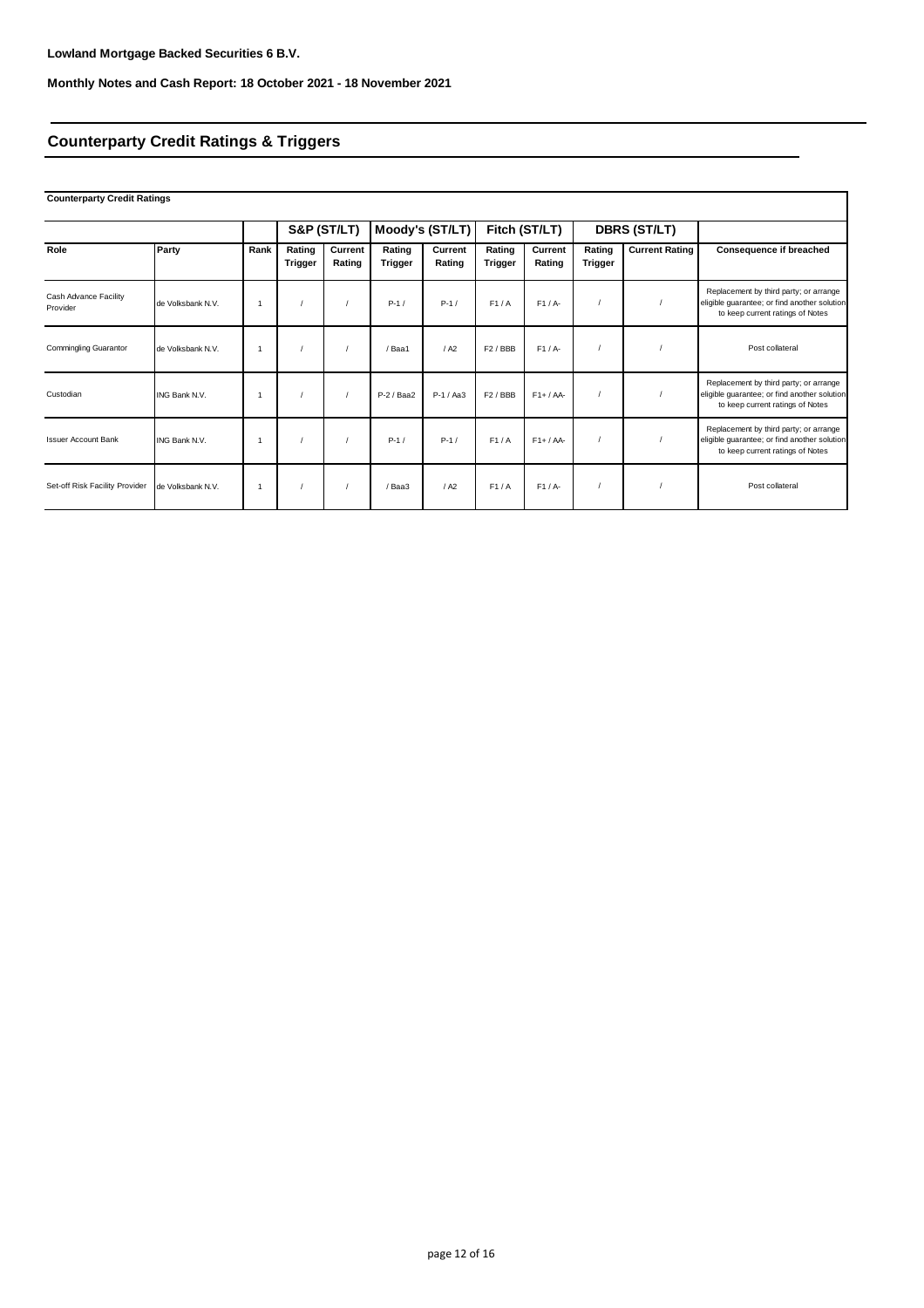**Lowland Mortgage Backed Securities 6 B.V.**

**Monthly Notes and Cash Report: 18 October 2021 - 18 November 2021**

## Counterparty Credit Ratings & Triggers

**Counterparty Credit Ratings**

| | | | S&P (ST/LT) | | Moody's (ST/LT) | | Fitch (ST/LT) | | DBRS (ST/LT) | | |
|---|---|---|---|---|---|---|---|---|---|---|---|
| **Role** | **Party** | **Rank** | **Rating Trigger** | **Current Rating** | **Rating Trigger** | **Current Rating** | **Rating Trigger** | **Current Rating** | **Rating Trigger** | **Current Rating** | **Consequence if breached** |
| Cash Advance Facility Provider | de Volksbank N.V. | 1 | / | / | P-1 / | P-1 / | F1 / A | F1 / A- | / | / | Replacement by third party; or arrange eligible guarantee; or find another solution to keep current ratings of Notes |
| Commingling Guarantor | de Volksbank N.V. | 1 | / | / | / Baa1 | / A2 | F2 / BBB | F1 / A- | / | / | Post collateral |
| Custodian | ING Bank N.V. | 1 | / | / | P-2 / Baa2 | P-1 / Aa3 | F2 / BBB | F1+ / AA- | / | / | Replacement by third party; or arrange eligible guarantee; or find another solution to keep current ratings of Notes |
| Issuer Account Bank | ING Bank N.V. | 1 | / | / | P-1 / | P-1 / | F1 / A | F1+ / AA- | / | / | Replacement by third party; or arrange eligible guarantee; or find another solution to keep current ratings of Notes |
| Set-off Risk Facility Provider | de Volksbank N.V. | 1 | / | / | / Baa3 | / A2 | F1 / A | F1 / A- | / | / | Post collateral |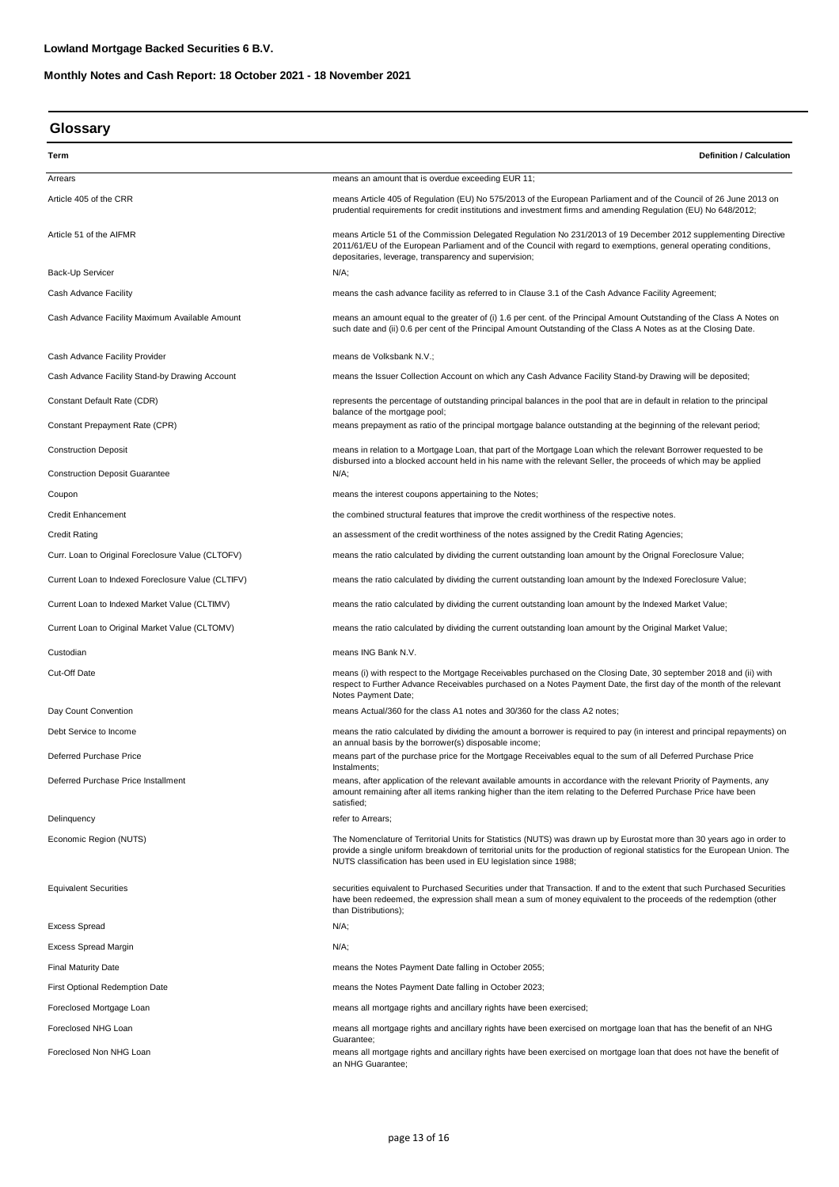**Lowland Mortgage Backed Securities 6 B.V.**

**Monthly Notes and Cash Report: 18 October 2021 - 18 November 2021**

## Glossary

| Term | Definition / Calculation |
|---|---|
| Arrears | means an amount that is overdue exceeding EUR 11; |
| Article 405 of the CRR | means Article 405 of Regulation (EU) No 575/2013 of the European Parliament and of the Council of 26 June 2013 on prudential requirements for credit institutions and investment firms and amending Regulation (EU) No 648/2012; |
| Article 51 of the AIFMR | means Article 51 of the Commission Delegated Regulation No 231/2013 of 19 December 2012 supplementing Directive 2011/61/EU of the European Parliament and of the Council with regard to exemptions, general operating conditions, depositaries, leverage, transparency and supervision; |
| Back-Up Servicer | N/A; |
| Cash Advance Facility | means the cash advance facility as referred to in Clause 3.1 of the Cash Advance Facility Agreement; |
| Cash Advance Facility Maximum Available Amount | means an amount equal to the greater of (i) 1.6 per cent. of the Principal Amount Outstanding of the Class A Notes on such date and (ii) 0.6 per cent of the Principal Amount Outstanding of the Class A Notes as at the Closing Date. |
| Cash Advance Facility Provider | means de Volksbank N.V.; |
| Cash Advance Facility Stand-by Drawing Account | means the Issuer Collection Account on which any Cash Advance Facility Stand-by Drawing will be deposited; |
| Constant Default Rate (CDR) | represents the percentage of outstanding principal balances in the pool that are in default in relation to the principal balance of the mortgage pool; |
| Constant Prepayment Rate (CPR) | means prepayment as ratio of the principal mortgage balance outstanding at the beginning of the relevant period; |
| Construction Deposit | means in relation to a Mortgage Loan, that part of the Mortgage Loan which the relevant Borrower requested to be disbursed into a blocked account held in his name with the relevant Seller, the proceeds of which may be applied |
| Construction Deposit Guarantee | N/A; |
| Coupon | means the interest coupons appertaining to the Notes; |
| Credit Enhancement | the combined structural features that improve the credit worthiness of the respective notes. |
| Credit Rating | an assessment of the credit worthiness of the notes assigned by the Credit Rating Agencies; |
| Curr. Loan to Original Foreclosure Value (CLTOFV) | means the ratio calculated by dividing the current outstanding loan amount by the Orignal Foreclosure Value; |
| Current Loan to Indexed Foreclosure Value (CLTIFV) | means the ratio calculated by dividing the current outstanding loan amount by the Indexed Foreclosure Value; |
| Current Loan to Indexed Market Value (CLTIMV) | means the ratio calculated by dividing the current outstanding loan amount by the Indexed Market Value; |
| Current Loan to Original Market Value (CLTOMV) | means the ratio calculated by dividing the current outstanding loan amount by the Original Market Value; |
| Custodian | means ING Bank N.V. |
| Cut-Off Date | means (i) with respect to the Mortgage Receivables purchased on the Closing Date, 30 september 2018 and (ii) with respect to Further Advance Receivables purchased on a Notes Payment Date, the first day of the month of the relevant Notes Payment Date; |
| Day Count Convention | means Actual/360 for the class A1 notes and 30/360 for the class A2 notes; |
| Debt Service to Income | means the ratio calculated by dividing the amount a borrower is required to pay (in interest and principal repayments) on an annual basis by the borrower(s) disposable income; |
| Deferred Purchase Price | means part of the purchase price for the Mortgage Receivables equal to the sum of all Deferred Purchase Price Instalments; |
| Deferred Purchase Price Installment | means, after application of the relevant available amounts in accordance with the relevant Priority of Payments, any amount remaining after all items ranking higher than the item relating to the Deferred Purchase Price have been satisfied; |
| Delinquency | refer to Arrears; |
| Economic Region (NUTS) | The Nomenclature of Territorial Units for Statistics (NUTS) was drawn up by Eurostat more than 30 years ago in order to provide a single uniform breakdown of territorial units for the production of regional statistics for the European Union. The NUTS classification has been used in EU legislation since 1988; |
| Equivalent Securities | securities equivalent to Purchased Securities under that Transaction. If and to the extent that such Purchased Securities have been redeemed, the expression shall mean a sum of money equivalent to the proceeds of the redemption (other than Distributions); |
| Excess Spread | N/A; |
| Excess Spread Margin | N/A; |
| Final Maturity Date | means the Notes Payment Date falling in October 2055; |
| First Optional Redemption Date | means the Notes Payment Date falling in October 2023; |
| Foreclosed Mortgage Loan | means all mortgage rights and ancillary rights have been exercised; |
| Foreclosed NHG Loan | means all mortgage rights and ancillary rights have been exercised on mortgage loan that has the benefit of an NHG Guarantee; |
| Foreclosed Non NHG Loan | means all mortgage rights and ancillary rights have been exercised on mortgage loan that does not have the benefit of an NHG Guarantee; |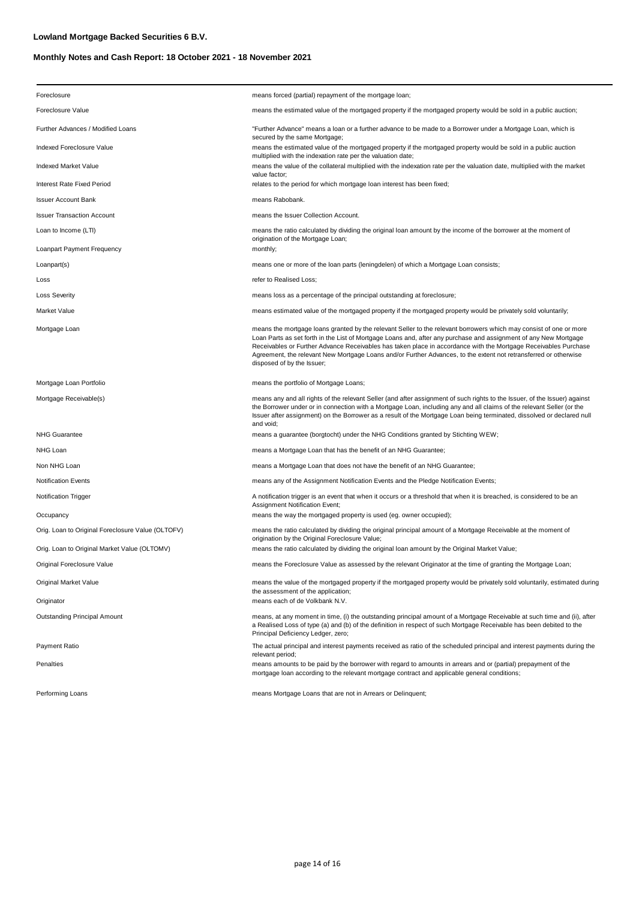**Lowland Mortgage Backed Securities 6 B.V.**

**Monthly Notes and Cash Report: 18 October 2021 - 18 November 2021**

| | |
|---|---|
| Foreclosure | means forced (partial) repayment of the mortgage loan; |
| Foreclosure Value | means the estimated value of the mortgaged property if the mortgaged property would be sold in a public auction; |
| Further Advances / Modified Loans | "Further Advance" means a loan or a further advance to be made to a Borrower under a Mortgage Loan, which is secured by the same Mortgage; |
| Indexed Foreclosure Value | means the estimated value of the mortgaged property if the mortgaged property would be sold in a public auction multiplied with the indexation rate per the valuation date; |
| Indexed Market Value | means the value of the collateral multiplied with the indexation rate per the valuation date, multiplied with the market value factor; |
| Interest Rate Fixed Period | relates to the period for which mortgage loan interest has been fixed; |
| Issuer Account Bank | means Rabobank. |
| Issuer Transaction Account | means the Issuer Collection Account. |
| Loan to Income (LTI) | means the ratio calculated by dividing the original loan amount by the income of the borrower at the moment of origination of the Mortgage Loan; |
| Loanpart Payment Frequency | monthly; |
| Loanpart(s) | means one or more of the loan parts (leningdelen) of which a Mortgage Loan consists; |
| Loss | refer to Realised Loss; |
| Loss Severity | means loss as a percentage of the principal outstanding at foreclosure; |
| Market Value | means estimated value of the mortgaged property if the mortgaged property would be privately sold voluntarily; |
| Mortgage Loan | means the mortgage loans granted by the relevant Seller to the relevant borrowers which may consist of one or more Loan Parts as set forth in the List of Mortgage Loans and, after any purchase and assignment of any New Mortgage Receivables or Further Advance Receivables has taken place in accordance with the Mortgage Receivables Purchase Agreement, the relevant New Mortgage Loans and/or Further Advances, to the extent not retransferred or otherwise disposed of by the Issuer; |
| Mortgage Loan Portfolio | means the portfolio of Mortgage Loans; |
| Mortgage Receivable(s) | means any and all rights of the relevant Seller (and after assignment of such rights to the Issuer, of the Issuer) against the Borrower under or in connection with a Mortgage Loan, including any and all claims of the relevant Seller (or the Issuer after assignment) on the Borrower as a result of the Mortgage Loan being terminated, dissolved or declared null and void; |
| NHG Guarantee | means a guarantee (borgtocht) under the NHG Conditions granted by Stichting WEW; |
| NHG Loan | means a Mortgage Loan that has the benefit of an NHG Guarantee; |
| Non NHG Loan | means a Mortgage Loan that does not have the benefit of an NHG Guarantee; |
| Notification Events | means any of the Assignment Notification Events and the Pledge Notification Events; |
| Notification Trigger | A notification trigger is an event that when it occurs or a threshold that when it is breached, is considered to be an Assignment Notification Event; |
| Occupancy | means the way the mortgaged property is used (eg. owner occupied); |
| Orig. Loan to Original Foreclosure Value (OLTOFV) | means the ratio calculated by dividing the original principal amount of a Mortgage Receivable at the moment of origination by the Original Foreclosure Value; |
| Orig. Loan to Original Market Value (OLTOMV) | means the ratio calculated by dividing the original loan amount by the Original Market Value; |
| Original Foreclosure Value | means the Foreclosure Value as assessed by the relevant Originator at the time of granting the Mortgage Loan; |
| Original Market Value | means the value of the mortgaged property if the mortgaged property would be privately sold voluntarily, estimated during the assessment of the application; |
| Originator | means each of de Volkbank N.V. |
| Outstanding Principal Amount | means, at any moment in time, (i) the outstanding principal amount of a Mortgage Receivable at such time and (ii), after a Realised Loss of type (a) and (b) of the definition in respect of such Mortgage Receivable has been debited to the Principal Deficiency Ledger, zero; |
| Payment Ratio | The actual principal and interest payments received as ratio of the scheduled principal and interest payments during the relevant period; |
| Penalties | means amounts to be paid by the borrower with regard to amounts in arrears and or (partial) prepayment of the mortgage loan according to the relevant mortgage contract and applicable general conditions; |
| Performing Loans | means Mortgage Loans that are not in Arrears or Delinquent; |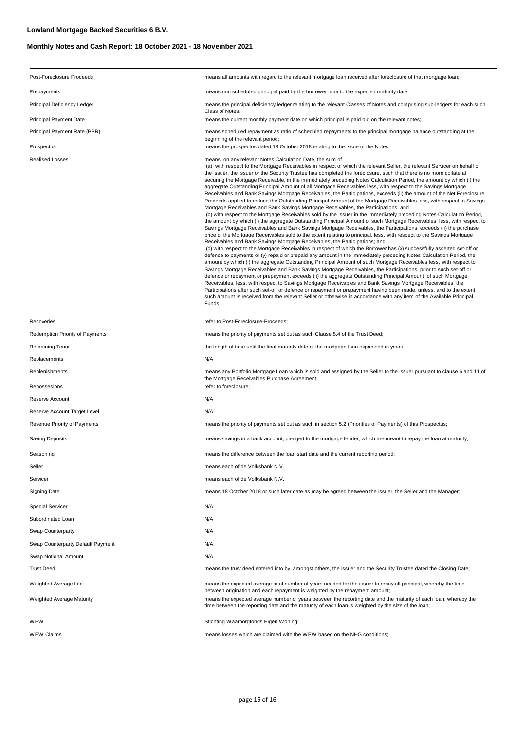**Lowland Mortgage Backed Securities 6 B.V.**

**Monthly Notes and Cash Report: 18 October 2021 - 18 November 2021**

| | |
|---|---|
| Post-Foreclosure Proceeds | means all amounts with regard to the relevant mortgage loan received after foreclosure of that mortgage loan; |
| Prepayments | means non scheduled principal paid by the borrower prior to the expected maturity date; |
| Principal Deficiency Ledger | means the principal deficiency ledger relating to the relevant Classes of Notes and comprising sub-ledgers for each such Class of Notes; |
| Principal Payment Date | means the current monthly payment date on which principal is paid out on the relevant notes; |
| Principal Payment Rate (PPR) | means scheduled repayment as ratio of scheduled repayments to the principal mortgage balance outstanding at the beginning of the relevant period; |
| Prospectus | means the prospectus dated 18 October 2018 relating to the issue of the Notes; |
| Realised Losses | means, on any relevant Notes Calculation Date, the sum of (a) with respect to the Mortgage Receivables in respect of which the relevant Seller, the relevant Servicer on behalf of the Issuer, the Issuer or the Security Trustee has completed the foreclosure, such that there is no more collateral securing the Mortgage Receivable, in the immediately preceding Notes Calculation Period, the amount by which (i) the aggregate Outstanding Principal Amount of all Mortgage Receivables less, with respect to the Savings Mortgage Receivables and Bank Savings Mortgage Receivables, the Participations, exceeds (ii) the amount of the Net Foreclosure Proceeds applied to reduce the Outstanding Principal Amount of the Mortgage Receivables less, with respect to Savings Mortgage Receivables and Bank Savings Mortgage Receivables, the Participations; and (b) with respect to the Mortgage Receivables sold by the Issuer in the immediately preceding Notes Calculation Period, the amount by which (i) the aggregate Outstanding Principal Amount of such Mortgage Receivables, less, with respect to Savings Mortgage Receivables and Bank Savings Mortgage Receivables, the Participations, exceeds (ii) the purchase price of the Mortgage Receivables sold to the extent relating to principal, less, with respect to the Savings Mortgage Receivables and Bank Savings Mortgage Receivables, the Participations; and (c) with respect to the Mortgage Receivables in respect of which the Borrower has (x) successfully asserted set-off or defence to payments or (y) repaid or prepaid any amount in the immediately preceding Notes Calculation Period, the amount by which (i) the aggregate Outstanding Principal Amount of such Mortgage Receivables less, with respect to Savings Mortgage Receivables and Bank Savings Mortgage Receivables, the Participations, prior to such set-off or defence or repayment or prepayment exceeds (ii) the aggregate Outstanding Principal Amount of such Mortgage Receivables, less, with respect to Savings Mortgage Receivables and Bank Savings Mortgage Receivables, the Participations after such set-off or defence or repayment or prepayment having been made, unless, and to the extent, such amount is received from the relevant Seller or otherwise in accordance with any item of the Available Principal Funds; |
| Recoveries | refer to Post-Foreclosure-Proceeds; |
| Redemption Priority of Payments | means the priority of payments set out as such Clause 5.4 of the Trust Deed; |
| Remaining Tenor | the length of time until the final maturity date of the mortgage loan expressed in years; |
| Replacements | N/A; |
| Replenishments | means any Portfolio Mortgage Loan which is sold and assigned by the Seller to the Issuer pursuant to clause 6 and 11 of the Mortgage Receivables Purchase Agreement; |
| Repossesions | refer to foreclosure; |
| Reserve Account | N/A; |
| Reserve Account Target Level | N/A; |
| Revenue Priority of Payments | means the priority of payments set out as such in section 5.2 (Priorities of Payments) of this Prospectus; |
| Saving Deposits | means savings in a bank account, pledged to the mortgage lender, which are meant to repay the loan at maturity; |
| Seasoning | means the difference between the loan start date and the current reporting period; |
| Seller | means each of de Volksbank N.V. |
| Servicer | means each of de Volksbank N.V. |
| Signing Date | means 18 October 2018 or such later date as may be agreed between the Issuer, the Seller and the Manager; |
| Special Servicer | N/A; |
| Subordinated Loan | N/A; |
| Swap Counterparty | N/A; |
| Swap Counterparty Default Payment | N/A; |
| Swap Notional Amount | N/A; |
| Trust Deed | means the trust deed entered into by, amongst others, the Issuer and the Security Trustee dated the Closing Date; |
| Weighted Average Life | means the expected average total number of years needed for the issuer to repay all principal, whereby the time between origination and each repayment is weighted by the repayment amount; |
| Weighted Average Maturity | means the expected average number of years between the reporting date and the maturity of each loan, whereby the time between the reporting date and the maturity of each loan is weighted by the size of the loan; |
| WEW | Stichting Waarborgfonds Eigen Woning; |
| WEW Claims | means losses which are claimed with the WEW based on the NHG conditions; |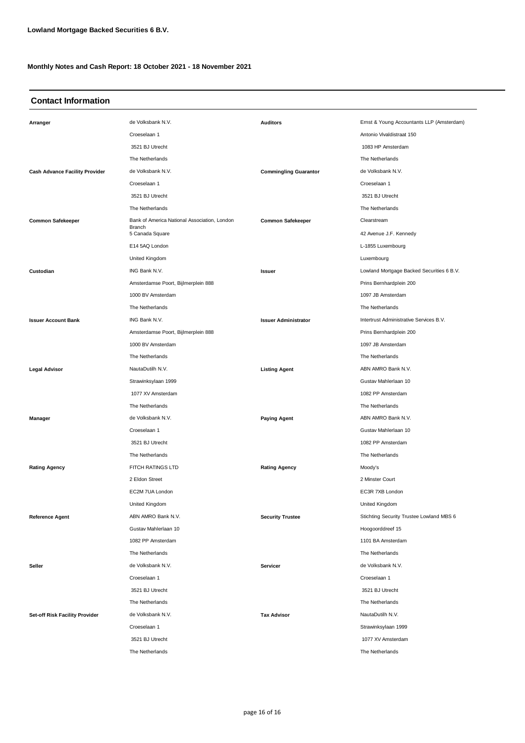**Lowland Mortgage Backed Securities 6 B.V.**

**Monthly Notes and Cash Report: 18 October 2021 - 18 November 2021**

## Contact Information

| | | | |
|---|---|---|---|
| **Arranger** | de Volksbank N.V. | **Auditors** | Ernst & Young Accountants LLP (Amsterdam) |
| | Croeselaan 1 | | Antonio Vivaldistraat 150 |
| | 3521 BJ Utrecht | | 1083 HP Amsterdam |
| | The Netherlands | | The Netherlands |
| **Cash Advance Facility Provider** | de Volksbank N.V. | **Commingling Guarantor** | de Volksbank N.V. |
| | Croeselaan 1 | | Croeselaan 1 |
| | 3521 BJ Utrecht | | 3521 BJ Utrecht |
| | The Netherlands | | The Netherlands |
| **Common Safekeeper** | Bank of America National Association, London Branch | **Common Safekeeper** | Clearstream |
| | 5 Canada Square | | 42 Avenue J.F. Kennedy |
| | E14 5AQ London | | L-1855 Luxembourg |
| | United Kingdom | | Luxembourg |
| **Custodian** | ING Bank N.V. | **Issuer** | Lowland Mortgage Backed Securities 6 B.V. |
| | Amsterdamse Poort, Bijlmerplein 888 | | Prins Bernhardplein 200 |
| | 1000 BV Amsterdam | | 1097 JB Amsterdam |
| | The Netherlands | | The Netherlands |
| **Issuer Account Bank** | ING Bank N.V. | **Issuer Administrator** | Intertrust Administrative Services B.V. |
| | Amsterdamse Poort, Bijlmerplein 888 | | Prins Bernhardplein 200 |
| | 1000 BV Amsterdam | | 1097 JB Amsterdam |
| | The Netherlands | | The Netherlands |
| **Legal Advisor** | NautaDutilh N.V. | **Listing Agent** | ABN AMRO Bank N.V. |
| | Strawinskylaan 1999 | | Gustav Mahlerlaan 10 |
| | 1077 XV Amsterdam | | 1082 PP Amsterdam |
| | The Netherlands | | The Netherlands |
| **Manager** | de Volksbank N.V. | **Paying Agent** | ABN AMRO Bank N.V. |
| | Croeselaan 1 | | Gustav Mahlerlaan 10 |
| | 3521 BJ Utrecht | | 1082 PP Amsterdam |
| | The Netherlands | | The Netherlands |
| **Rating Agency** | FITCH RATINGS LTD | **Rating Agency** | Moody's |
| | 2 Eldon Street | | 2 Minster Court |
| | EC2M 7UA London | | EC3R 7XB London |
| | United Kingdom | | United Kingdom |
| **Reference Agent** | ABN AMRO Bank N.V. | **Security Trustee** | Stichting Security Trustee Lowland MBS 6 |
| | Gustav Mahlerlaan 10 | | Hoogoorddreef 15 |
| | 1082 PP Amsterdam | | 1101 BA Amsterdam |
| | The Netherlands | | The Netherlands |
| **Seller** | de Volksbank N.V. | **Servicer** | de Volksbank N.V. |
| | Croeselaan 1 | | Croeselaan 1 |
| | 3521 BJ Utrecht | | 3521 BJ Utrecht |
| | The Netherlands | | The Netherlands |
| **Set-off Risk Facility Provider** | de Volksbank N.V. | **Tax Advisor** | NautaDutilh N.V. |
| | Croeselaan 1 | | Strawinskylaan 1999 |
| | 3521 BJ Utrecht | | 1077 XV Amsterdam |
| | The Netherlands | | The Netherlands |